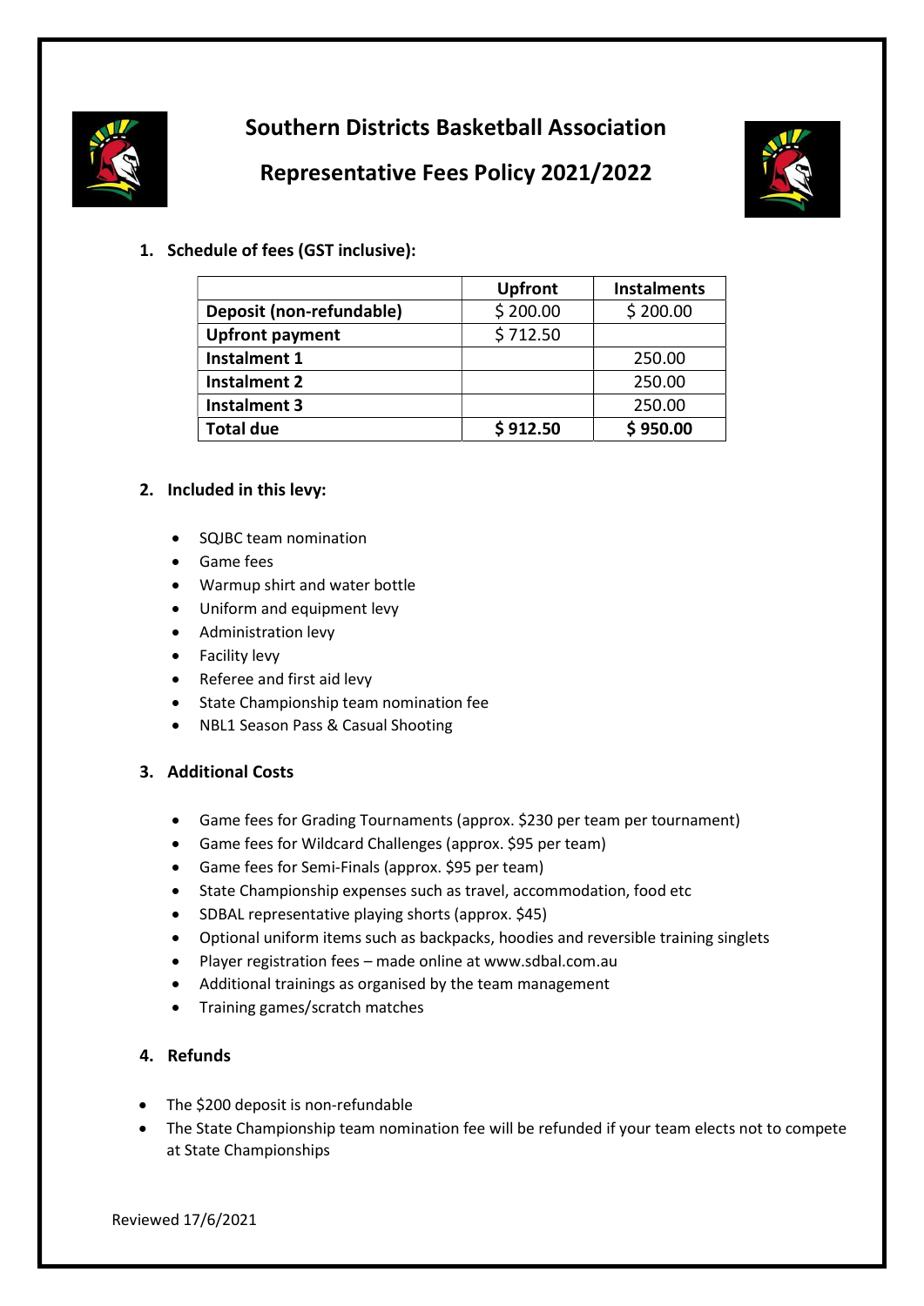# Southern Districts Basketball Association

# Representative Fees Policy 2021/2022

## 1. Schedule of fees (GST inclusive):

| | Upfront | Instalments |
|---|---|---|
| **Deposit (non-refundable)** | $ 200.00 | $ 200.00 |
| **Upfront payment** | $ 712.50 | |
| **Instalment 1** | | 250.00 |
| **Instalment 2** | | 250.00 |
| **Instalment 3** | | 250.00 |
| **Total due** | **$ 912.50** | **$ 950.00** |

## 2. Included in this levy:

- SQJBC team nomination
- Game fees
- Warmup shirt and water bottle
- Uniform and equipment levy
- Administration levy
- Facility levy
- Referee and first aid levy
- State Championship team nomination fee
- NBL1 Season Pass & Casual Shooting

## 3. Additional Costs

- Game fees for Grading Tournaments (approx. $230 per team per tournament)
- Game fees for Wildcard Challenges (approx. $95 per team)
- Game fees for Semi-Finals (approx. $95 per team)
- State Championship expenses such as travel, accommodation, food etc
- SDBAL representative playing shorts (approx. $45)
- Optional uniform items such as backpacks, hoodies and reversible training singlets
- Player registration fees – made online at www.sdbal.com.au
- Additional trainings as organised by the team management
- Training games/scratch matches

## 4. Refunds

- The $200 deposit is non-refundable
- The State Championship team nomination fee will be refunded if your team elects not to compete at State Championships

Reviewed 17/6/2021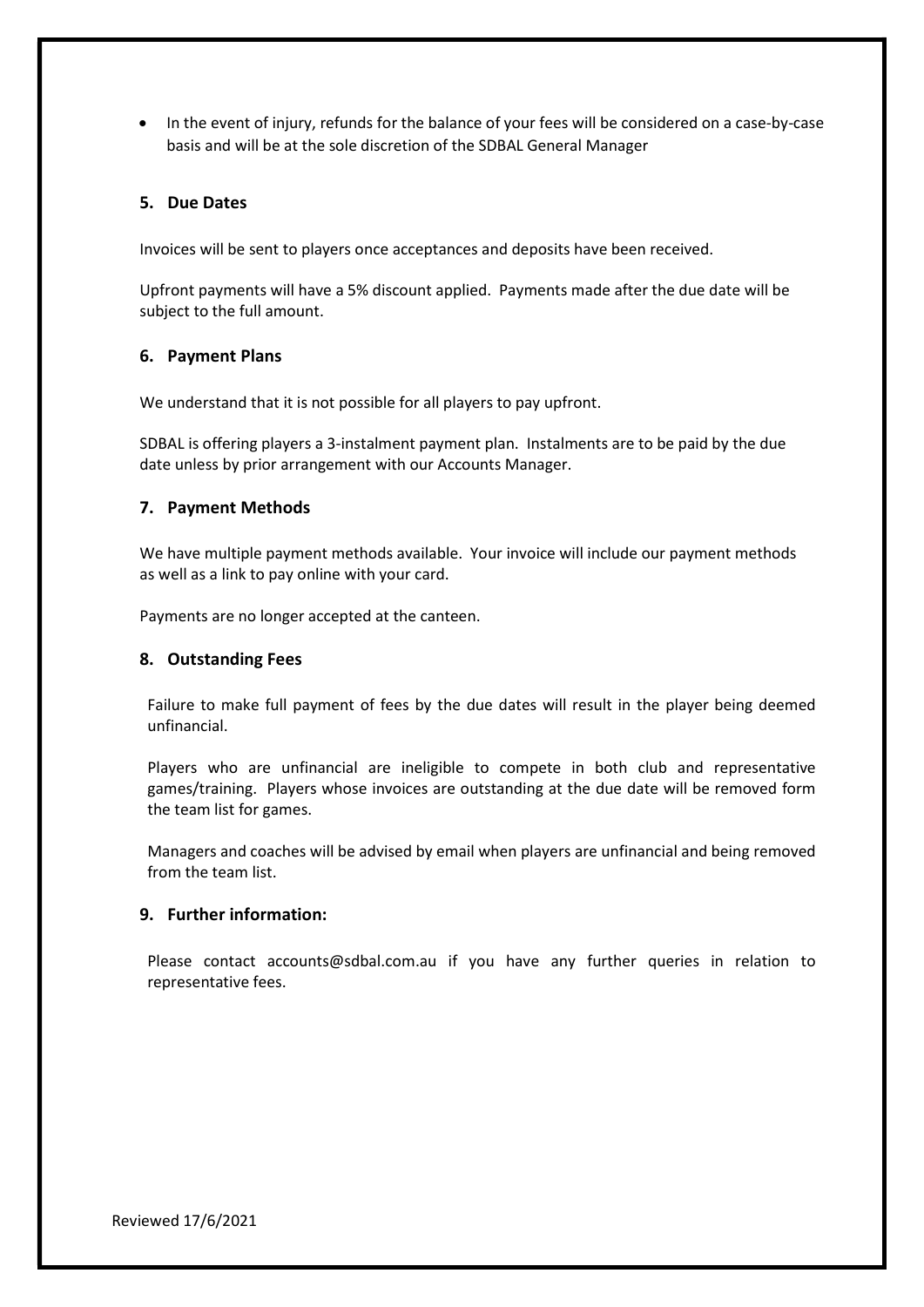- In the event of injury, refunds for the balance of your fees will be considered on a case-by-case basis and will be at the sole discretion of the SDBAL General Manager

### 5. Due Dates

Invoices will be sent to players once acceptances and deposits have been received.

Upfront payments will have a 5% discount applied. Payments made after the due date will be subject to the full amount.

### 6. Payment Plans

We understand that it is not possible for all players to pay upfront.

SDBAL is offering players a 3-instalment payment plan. Instalments are to be paid by the due date unless by prior arrangement with our Accounts Manager.

### 7. Payment Methods

We have multiple payment methods available. Your invoice will include our payment methods as well as a link to pay online with your card.

Payments are no longer accepted at the canteen.

### 8. Outstanding Fees

Failure to make full payment of fees by the due dates will result in the player being deemed unfinancial.

Players who are unfinancial are ineligible to compete in both club and representative games/training. Players whose invoices are outstanding at the due date will be removed form the team list for games.

Managers and coaches will be advised by email when players are unfinancial and being removed from the team list.

### 9. Further information:

Please contact accounts@sdbal.com.au if you have any further queries in relation to representative fees.

Reviewed 17/6/2021